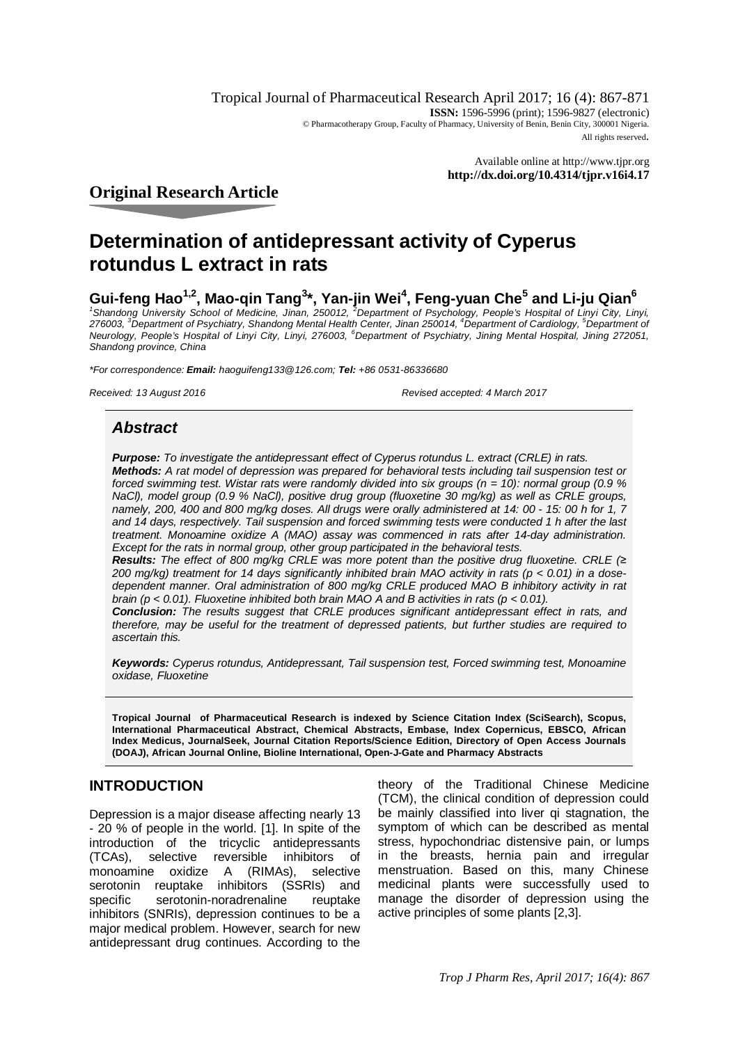Tropical Journal of Pharmaceutical Research April 2017; 16 (4): 867-871
**ISSN:** 1596-5996 (print); 1596-9827 (electronic)
© Pharmacotherapy Group, Faculty of Pharmacy, University of Benin, Benin City, 300001 Nigeria.
All rights reserved.

Available online at http://www.tjpr.org
**http://dx.doi.org/10.4314/tjpr.v16i4.17**

## Original Research Article

# Determination of antidepressant activity of Cyperus rotundus L extract in rats

**Gui-feng Hao[1,2], Mao-qin Tang[3]*, Yan-jin Wei[4], Feng-yuan Che[5] and Li-ju Qian[6]**

*[1]Shandong University School of Medicine, Jinan, 250012, [2]Department of Psychology, People's Hospital of Linyi City, Linyi, 276003, [3]Department of Psychiatry, Shandong Mental Health Center, Jinan 250014, [4]Department of Cardiology, [5]Department of Neurology, People's Hospital of Linyi City, Linyi, 276003, [6]Department of Psychiatry, Jining Mental Hospital, Jining 272051, Shandong province, China*

*\*For correspondence: **Email:** haoguifeng133@126.com; **Tel:** +86 0531-86336680*

*Received: 13 August 2016* *Revised accepted: 4 March 2017*

## *Abstract*

***Purpose:*** *To investigate the antidepressant effect of Cyperus rotundus L. extract (CRLE) in rats.*

***Methods:*** *A rat model of depression was prepared for behavioral tests including tail suspension test or forced swimming test. Wistar rats were randomly divided into six groups (n = 10): normal group (0.9 % NaCl), model group (0.9 % NaCl), positive drug group (fluoxetine 30 mg/kg) as well as CRLE groups, namely, 200, 400 and 800 mg/kg doses. All drugs were orally administered at 14: 00 - 15: 00 h for 1, 7 and 14 days, respectively. Tail suspension and forced swimming tests were conducted 1 h after the last treatment. Monoamine oxidize A (MAO) assay was commenced in rats after 14-day administration. Except for the rats in normal group, other group participated in the behavioral tests.*

***Results:*** *The effect of 800 mg/kg CRLE was more potent than the positive drug fluoxetine. CRLE (≥ 200 mg/kg) treatment for 14 days significantly inhibited brain MAO activity in rats ($p < 0.01$) in a dose-dependent manner. Oral administration of 800 mg/kg CRLE produced MAO B inhibitory activity in rat brain ($p < 0.01$). Fluoxetine inhibited both brain MAO A and B activities in rats ($p < 0.01$).*

***Conclusion:*** *The results suggest that CRLE produces significant antidepressant effect in rats, and therefore, may be useful for the treatment of depressed patients, but further studies are required to ascertain this.*

***Keywords:*** *Cyperus rotundus, Antidepressant, Tail suspension test, Forced swimming test, Monoamine oxidase, Fluoxetine*

**Tropical Journal of Pharmaceutical Research is indexed by Science Citation Index (SciSearch), Scopus, International Pharmaceutical Abstract, Chemical Abstracts, Embase, Index Copernicus, EBSCO, African Index Medicus, JournalSeek, Journal Citation Reports/Science Edition, Directory of Open Access Journals (DOAJ), African Journal Online, Bioline International, Open-J-Gate and Pharmacy Abstracts**

## INTRODUCTION

Depression is a major disease affecting nearly 13 - 20 % of people in the world. [1]. In spite of the introduction of the tricyclic antidepressants (TCAs), selective reversible inhibitors of monoamine oxidize A (RIMAs), selective serotonin reuptake inhibitors (SSRIs) and specific serotonin-noradrenaline reuptake inhibitors (SNRIs), depression continues to be a major medical problem. However, search for new antidepressant drug continues. According to the theory of the Traditional Chinese Medicine (TCM), the clinical condition of depression could be mainly classified into liver qi stagnation, the symptom of which can be described as mental stress, hypochondriac distensive pain, or lumps in the breasts, hernia pain and irregular menstruation. Based on this, many Chinese medicinal plants were successfully used to manage the disorder of depression using the active principles of some plants [2,3].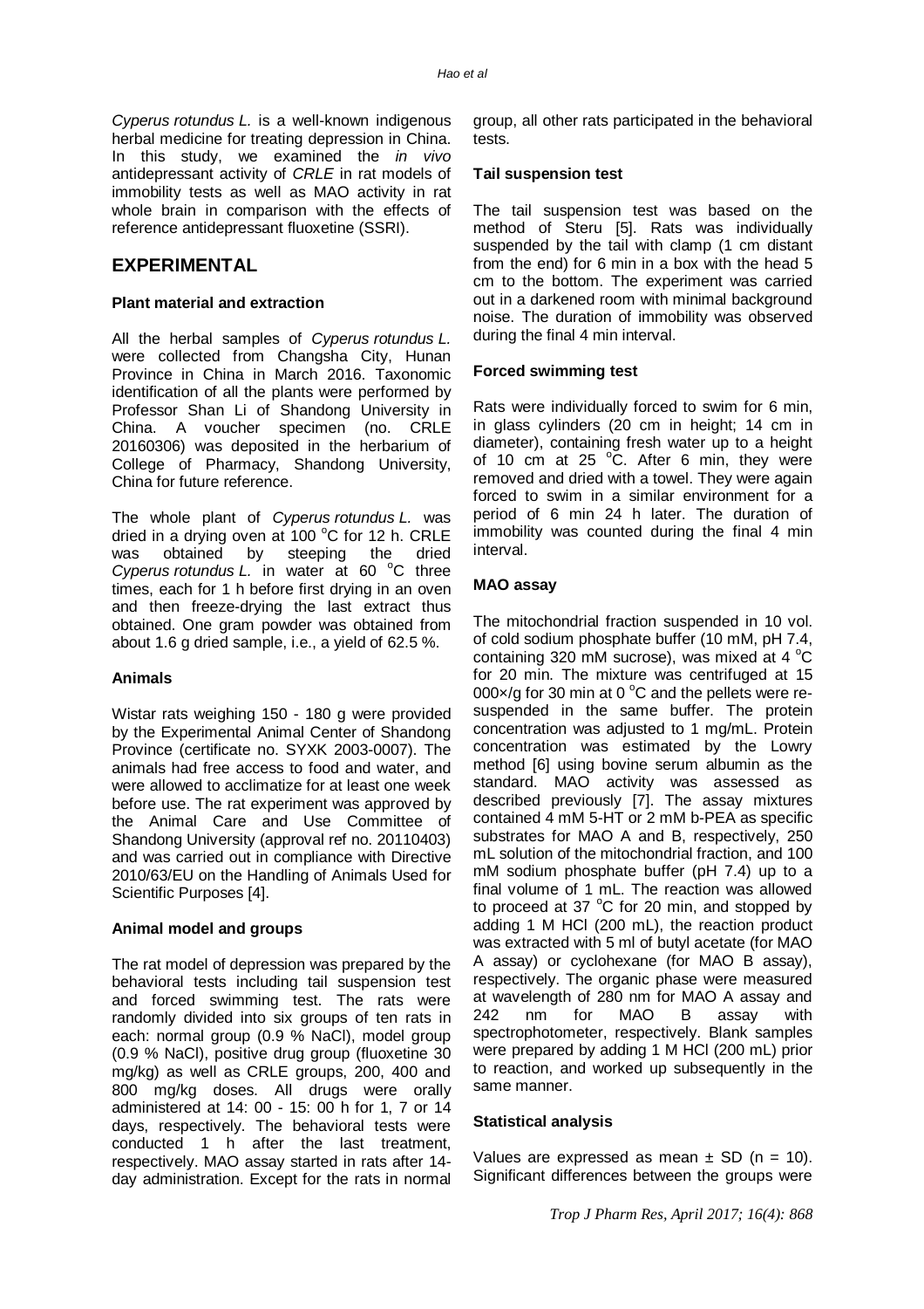*Cyperus rotundus L.* is a well-known indigenous herbal medicine for treating depression in China. In this study, we examined the *in vivo* antidepressant activity of *CRLE* in rat models of immobility tests as well as MAO activity in rat whole brain in comparison with the effects of reference antidepressant fluoxetine (SSRI).

## EXPERIMENTAL

### Plant material and extraction

All the herbal samples of *Cyperus rotundus L.* were collected from Changsha City, Hunan Province in China in March 2016. Taxonomic identification of all the plants were performed by Professor Shan Li of Shandong University in China. A voucher specimen (no. CRLE 20160306) was deposited in the herbarium of College of Pharmacy, Shandong University, China for future reference.

The whole plant of *Cyperus rotundus L.* was dried in a drying oven at 100 °C for 12 h. CRLE was obtained by steeping the dried *Cyperus rotundus L.* in water at 60 °C three times, each for 1 h before first drying in an oven and then freeze-drying the last extract thus obtained. One gram powder was obtained from about 1.6 g dried sample, i.e., a yield of 62.5 %.

### Animals

Wistar rats weighing 150 - 180 g were provided by the Experimental Animal Center of Shandong Province (certificate no. SYXK 2003-0007). The animals had free access to food and water, and were allowed to acclimatize for at least one week before use. The rat experiment was approved by the Animal Care and Use Committee of Shandong University (approval ref no. 20110403) and was carried out in compliance with Directive 2010/63/EU on the Handling of Animals Used for Scientific Purposes [4].

### Animal model and groups

The rat model of depression was prepared by the behavioral tests including tail suspension test and forced swimming test. The rats were randomly divided into six groups of ten rats in each: normal group (0.9 % NaCl), model group (0.9 % NaCl), positive drug group (fluoxetine 30 mg/kg) as well as CRLE groups, 200, 400 and 800 mg/kg doses. All drugs were orally administered at 14: 00 - 15: 00 h for 1, 7 or 14 days, respectively. The behavioral tests were conducted 1 h after the last treatment, respectively. MAO assay started in rats after 14-day administration. Except for the rats in normal group, all other rats participated in the behavioral tests.

### Tail suspension test

The tail suspension test was based on the method of Steru [5]. Rats was individually suspended by the tail with clamp (1 cm distant from the end) for 6 min in a box with the head 5 cm to the bottom. The experiment was carried out in a darkened room with minimal background noise. The duration of immobility was observed during the final 4 min interval.

### Forced swimming test

Rats were individually forced to swim for 6 min, in glass cylinders (20 cm in height; 14 cm in diameter), containing fresh water up to a height of 10 cm at 25 °C. After 6 min, they were removed and dried with a towel. They were again forced to swim in a similar environment for a period of 6 min 24 h later. The duration of immobility was counted during the final 4 min interval.

### MAO assay

The mitochondrial fraction suspended in 10 vol. of cold sodium phosphate buffer (10 mM, pH 7.4, containing 320 mM sucrose), was mixed at 4 °C for 20 min. The mixture was centrifuged at 15 000×/g for 30 min at 0 °C and the pellets were re-suspended in the same buffer. The protein concentration was adjusted to 1 mg/mL. Protein concentration was estimated by the Lowry method [6] using bovine serum albumin as the standard. MAO activity was assessed as described previously [7]. The assay mixtures contained 4 mM 5-HT or 2 mM b-PEA as specific substrates for MAO A and B, respectively, 250 mL solution of the mitochondrial fraction, and 100 mM sodium phosphate buffer (pH 7.4) up to a final volume of 1 mL. The reaction was allowed to proceed at 37 °C for 20 min, and stopped by adding 1 M HCl (200 mL), the reaction product was extracted with 5 ml of butyl acetate (for MAO A assay) or cyclohexane (for MAO B assay), respectively. The organic phase were measured at wavelength of 280 nm for MAO A assay and 242 nm for MAO B assay with spectrophotometer, respectively. Blank samples were prepared by adding 1 M HCl (200 mL) prior to reaction, and worked up subsequently in the same manner.

### Statistical analysis

Values are expressed as mean ± SD (n = 10). Significant differences between the groups were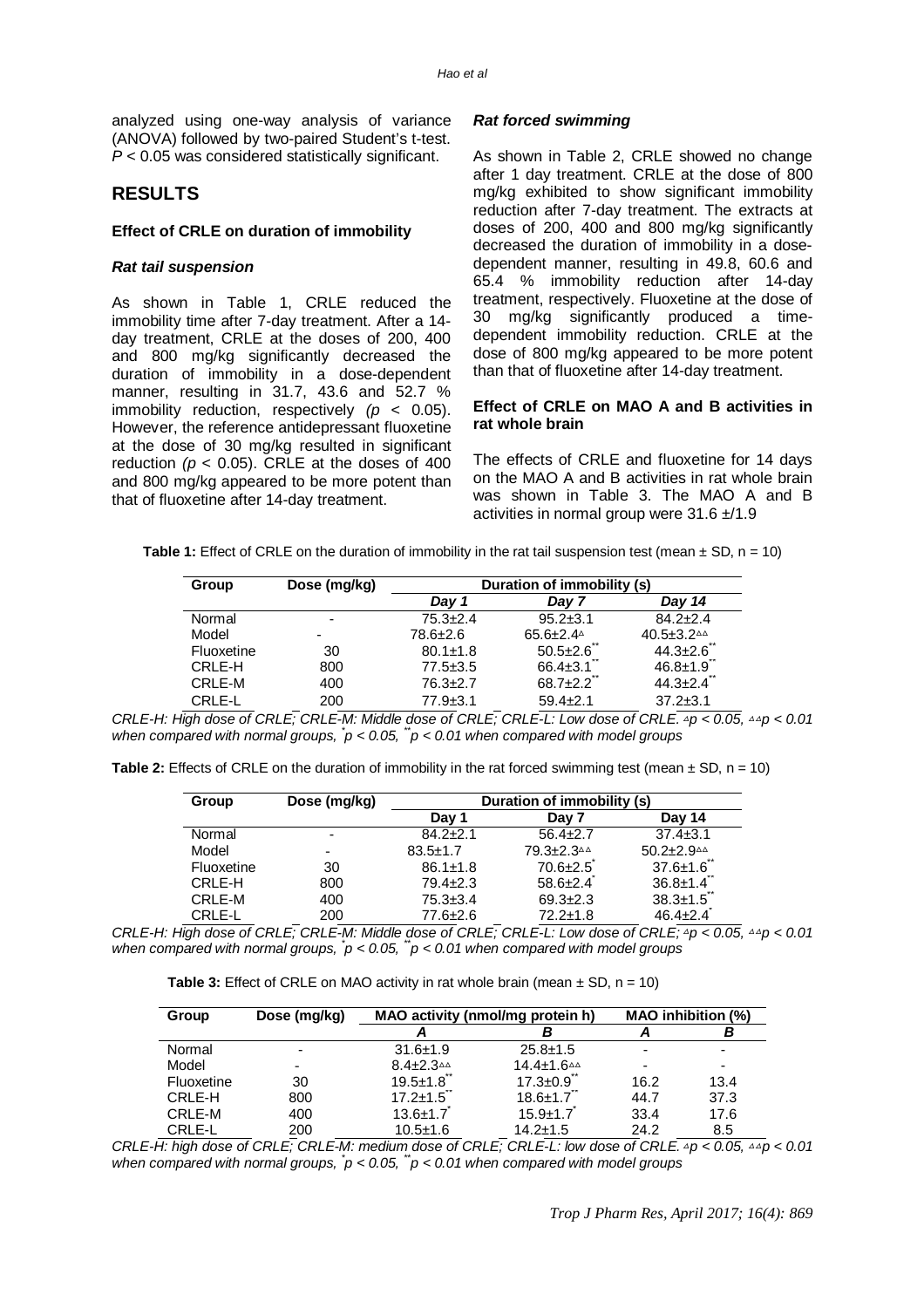analyzed using one-way analysis of variance (ANOVA) followed by two-paired Student's t-test. $P < 0.05$ was considered statistically significant.

## RESULTS

### Effect of CRLE on duration of immobility

#### *Rat tail suspension*

As shown in Table 1, CRLE reduced the immobility time after 7-day treatment. After a 14-day treatment, CRLE at the doses of 200, 400 and 800 mg/kg significantly decreased the duration of immobility in a dose-dependent manner, resulting in 31.7, 43.6 and 52.7 % immobility reduction, respectively ($p < 0.05$). However, the reference antidepressant fluoxetine at the dose of 30 mg/kg resulted in significant reduction ($p < 0.05$). CRLE at the doses of 400 and 800 mg/kg appeared to be more potent than that of fluoxetine after 14-day treatment.

#### *Rat forced swimming*

As shown in Table 2, CRLE showed no change after 1 day treatment. CRLE at the dose of 800 mg/kg exhibited to show significant immobility reduction after 7-day treatment. The extracts at doses of 200, 400 and 800 mg/kg significantly decreased the duration of immobility in a dose-dependent manner, resulting in 49.8, 60.6 and 65.4 % immobility reduction after 14-day treatment, respectively. Fluoxetine at the dose of 30 mg/kg significantly produced a time-dependent immobility reduction. CRLE at the dose of 800 mg/kg appeared to be more potent than that of fluoxetine after 14-day treatment.

### Effect of CRLE on MAO A and B activities in rat whole brain

The effects of CRLE and fluoxetine for 14 days on the MAO A and B activities in rat whole brain was shown in Table 3. The MAO A and B activities in normal group were 31.6 ±/1.9

**Table 1:** Effect of CRLE on the duration of immobility in the rat tail suspension test (mean ± SD, n = 10)

| Group | Dose (mg/kg) | Duration of immobility (s) | | |
|---|---|---|---|---|
| | | *Day 1* | *Day 7* | *Day 14* |
| Normal | - | 75.3±2.4 | 95.2±3.1 | 84.2±2.4 |
| Model | - | 78.6±2.6 | 65.6±2.4$^{\triangle}$ | 40.5±3.2$^{\triangle\triangle}$ |
| Fluoxetine | 30 | 80.1±1.8 | 50.5±2.6$^{**}$ | 44.3±2.6$^{**}$ |
| CRLE-H | 800 | 77.5±3.5 | 66.4±3.1$^{**}$ | 46.8±1.9$^{**}$ |
| CRLE-M | 400 | 76.3±2.7 | 68.7±2.2$^{**}$ | 44.3±2.4$^{**}$ |
| CRLE-L | 200 | 77.9±3.1 | 59.4±2.1 | 37.2±3.1 |

*CRLE-H: High dose of CRLE; CRLE-M: Middle dose of CRLE; CRLE-L: Low dose of CRLE. $^{\triangle}p < 0.05$, $^{\triangle\triangle}p < 0.01$ when compared with normal groups, $^{*}p < 0.05$, $^{**}p < 0.01$ when compared with model groups*

**Table 2:** Effects of CRLE on the duration of immobility in the rat forced swimming test (mean ± SD, n = 10)

| Group | Dose (mg/kg) | Duration of immobility (s) | | |
|---|---|---|---|---|
| | | Day 1 | Day 7 | Day 14 |
| Normal | - | 84.2±2.1 | 56.4±2.7 | 37.4±3.1 |
| Model | - | 83.5±1.7 | 79.3±2.3$^{\triangle\triangle}$ | 50.2±2.9$^{\triangle\triangle}$ |
| Fluoxetine | 30 | 86.1±1.8 | 70.6±2.5$^{*}$ | 37.6±1.6$^{**}$ |
| CRLE-H | 800 | 79.4±2.3 | 58.6±2.4$^{*}$ | 36.8±1.4$^{**}$ |
| CRLE-M | 400 | 75.3±3.4 | 69.3±2.3 | 38.3±1.5$^{**}$ |
| CRLE-L | 200 | 77.6±2.6 | 72.2±1.8 | 46.4±2.4$^{*}$ |

*CRLE-H: High dose of CRLE; CRLE-M: Middle dose of CRLE; CRLE-L: Low dose of CRLE; $^{\triangle}p < 0.05$, $^{\triangle\triangle}p < 0.01$ when compared with normal groups, $^{*}p < 0.05$, $^{**}p < 0.01$ when compared with model groups*

**Table 3:** Effect of CRLE on MAO activity in rat whole brain (mean ± SD, n = 10)

| Group | Dose (mg/kg) | MAO activity (nmol/mg protein h) | | MAO inhibition (%) | |
|---|---|---|---|---|---|
| | | *A* | *B* | *A* | *B* |
| Normal | - | 31.6±1.9 | 25.8±1.5 | - | - |
| Model | - | 8.4±2.3$^{\triangle\triangle}$ | 14.4±1.6$^{\triangle\triangle}$ | - | - |
| Fluoxetine | 30 | 19.5±1.8$^{**}$ | 17.3±0.9$^{**}$ | 16.2 | 13.4 |
| CRLE-H | 800 | 17.2±1.5$^{**}$ | 18.6±1.7$^{**}$ | 44.7 | 37.3 |
| CRLE-M | 400 | 13.6±1.7$^{*}$ | 15.9±1.7$^{*}$ | 33.4 | 17.6 |
| CRLE-L | 200 | 10.5±1.6 | 14.2±1.5 | 24.2 | 8.5 |

*CRLE-H: high dose of CRLE; CRLE-M: medium dose of CRLE; CRLE-L: low dose of CRLE. $^{\triangle}p < 0.05$, $^{\triangle\triangle}p < 0.01$ when compared with normal groups, $^{*}p < 0.05$, $^{**}p < 0.01$ when compared with model groups*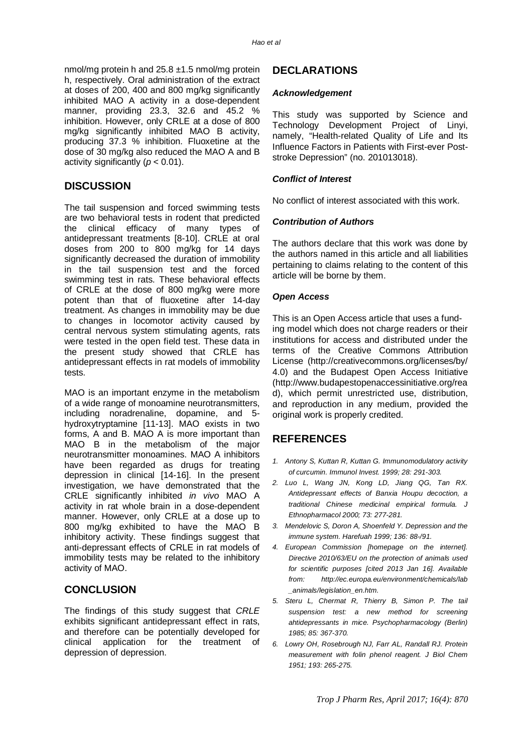nmol/mg protein h and 25.8 ±1.5 nmol/mg protein h, respectively. Oral administration of the extract at doses of 200, 400 and 800 mg/kg significantly inhibited MAO A activity in a dose-dependent manner, providing 23.3, 32.6 and 45.2 % inhibition. However, only CRLE at a dose of 800 mg/kg significantly inhibited MAO B activity, producing 37.3 % inhibition. Fluoxetine at the dose of 30 mg/kg also reduced the MAO A and B activity significantly ($p < 0.01$).

## DISCUSSION

The tail suspension and forced swimming tests are two behavioral tests in rodent that predicted the clinical efficacy of many types of antidepressant treatments [8-10]. CRLE at oral doses from 200 to 800 mg/kg for 14 days significantly decreased the duration of immobility in the tail suspension test and the forced swimming test in rats. These behavioral effects of CRLE at the dose of 800 mg/kg were more potent than that of fluoxetine after 14-day treatment. As changes in immobility may be due to changes in locomotor activity caused by central nervous system stimulating agents, rats were tested in the open field test. These data in the present study showed that CRLE has antidepressant effects in rat models of immobility tests.

MAO is an important enzyme in the metabolism of a wide range of monoamine neurotransmitters, including noradrenaline, dopamine, and 5-hydroxytryptamine [11-13]. MAO exists in two forms, A and B. MAO A is more important than MAO B in the metabolism of the major neurotransmitter monoamines. MAO A inhibitors have been regarded as drugs for treating depression in clinical [14-16]. In the present investigation, we have demonstrated that the CRLE significantly inhibited *in vivo* MAO A activity in rat whole brain in a dose-dependent manner. However, only CRLE at a dose up to 800 mg/kg exhibited to have the MAO B inhibitory activity. These findings suggest that anti-depressant effects of CRLE in rat models of immobility tests may be related to the inhibitory activity of MAO.

## CONCLUSION

The findings of this study suggest that *CRLE* exhibits significant antidepressant effect in rats, and therefore can be potentially developed for clinical application for the treatment of depression of depression.

## DECLARATIONS

### *Acknowledgement*

This study was supported by Science and Technology Development Project of Linyi, namely, "Health-related Quality of Life and Its Influence Factors in Patients with First-ever Post-stroke Depression" (no. 201013018).

### *Conflict of Interest*

No conflict of interest associated with this work.

### *Contribution of Authors*

The authors declare that this work was done by the authors named in this article and all liabilities pertaining to claims relating to the content of this article will be borne by them.

### *Open Access*

This is an Open Access article that uses a funding model which does not charge readers or their institutions for access and distributed under the terms of the Creative Commons Attribution License (http://creativecommons.org/licenses/by/4.0) and the Budapest Open Access Initiative (http://www.budapestopenaccessinitiative.org/read), which permit unrestricted use, distribution, and reproduction in any medium, provided the original work is properly credited.

## REFERENCES

1. *Antony S, Kuttan R, Kuttan G. Immunomodulatory activity of curcumin. Immunol Invest. 1999; 28: 291-303.*
2. *Luo L, Wang JN, Kong LD, Jiang QG, Tan RX. Antidepressant effects of Banxia Houpu decoction, a traditional Chinese medicinal empirical formula. J Ethnopharmacol 2000; 73: 277-281.*
3. *Mendelovic S, Doron A, Shoenfeld Y. Depression and the immune system. Harefuah 1999; 136: 88-/91.*
4. *European Commission [homepage on the internet]. Directive 2010/63/EU on the protection of animals used for scientific purposes [cited 2013 Jan 16]. Available from: http://ec.europa.eu/environment/chemicals/lab_animals/legislation_en.htm.*
5. *Steru L, Chermat R, Thierry B, Simon P. The tail suspension test: a new method for screening ahtidepressants in mice. Psychopharmacology (Berlin) 1985; 85: 367-370.*
6. *Lowry OH, Rosebrough NJ, Farr AL, Randall RJ. Protein measurement with folin phenol reagent. J Biol Chem 1951; 193: 265-275.*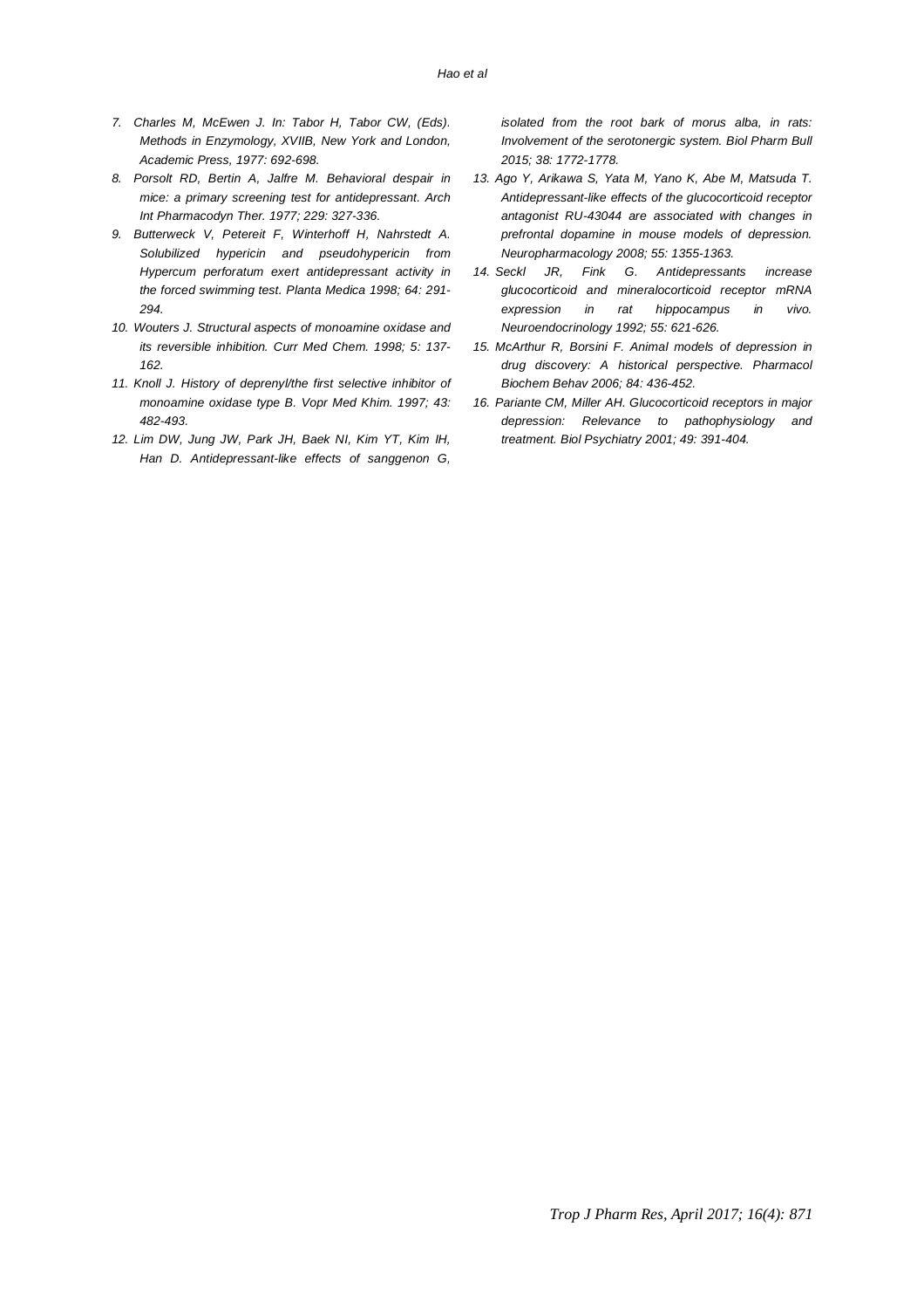7. *Charles M, McEwen J. In: Tabor H, Tabor CW, (Eds). Methods in Enzymology, XVIIB, New York and London, Academic Press, 1977: 692-698.*
8. *Porsolt RD, Bertin A, Jalfre M. Behavioral despair in mice: a primary screening test for antidepressant. Arch Int Pharmacodyn Ther. 1977; 229: 327-336.*
9. *Butterweck V, Petereit F, Winterhoff H, Nahrstedt A. Solubilized hypericin and pseudohypericin from Hypercum perforatum exert antidepressant activity in the forced swimming test. Planta Medica 1998; 64: 291-294.*
10. *Wouters J. Structural aspects of monoamine oxidase and its reversible inhibition. Curr Med Chem. 1998; 5: 137-162.*
11. *Knoll J. History of deprenyl/the first selective inhibitor of monoamine oxidase type B. Vopr Med Khim. 1997; 43: 482-493.*
12. *Lim DW, Jung JW, Park JH, Baek NI, Kim YT, Kim IH, Han D. Antidepressant-like effects of sanggenon G, isolated from the root bark of morus alba, in rats: Involvement of the serotonergic system. Biol Pharm Bull 2015; 38: 1772-1778.*
13. *Ago Y, Arikawa S, Yata M, Yano K, Abe M, Matsuda T. Antidepressant-like effects of the glucocorticoid receptor antagonist RU-43044 are associated with changes in prefrontal dopamine in mouse models of depression. Neuropharmacology 2008; 55: 1355-1363.*
14. *Seckl JR, Fink G. Antidepressants increase glucocorticoid and mineralocorticoid receptor mRNA expression in rat hippocampus in vivo. Neuroendocrinology 1992; 55: 621-626.*
15. *McArthur R, Borsini F. Animal models of depression in drug discovery: A historical perspective. Pharmacol Biochem Behav 2006; 84: 436-452.*
16. *Pariante CM, Miller AH. Glucocorticoid receptors in major depression: Relevance to pathophysiology and treatment. Biol Psychiatry 2001; 49: 391-404.*